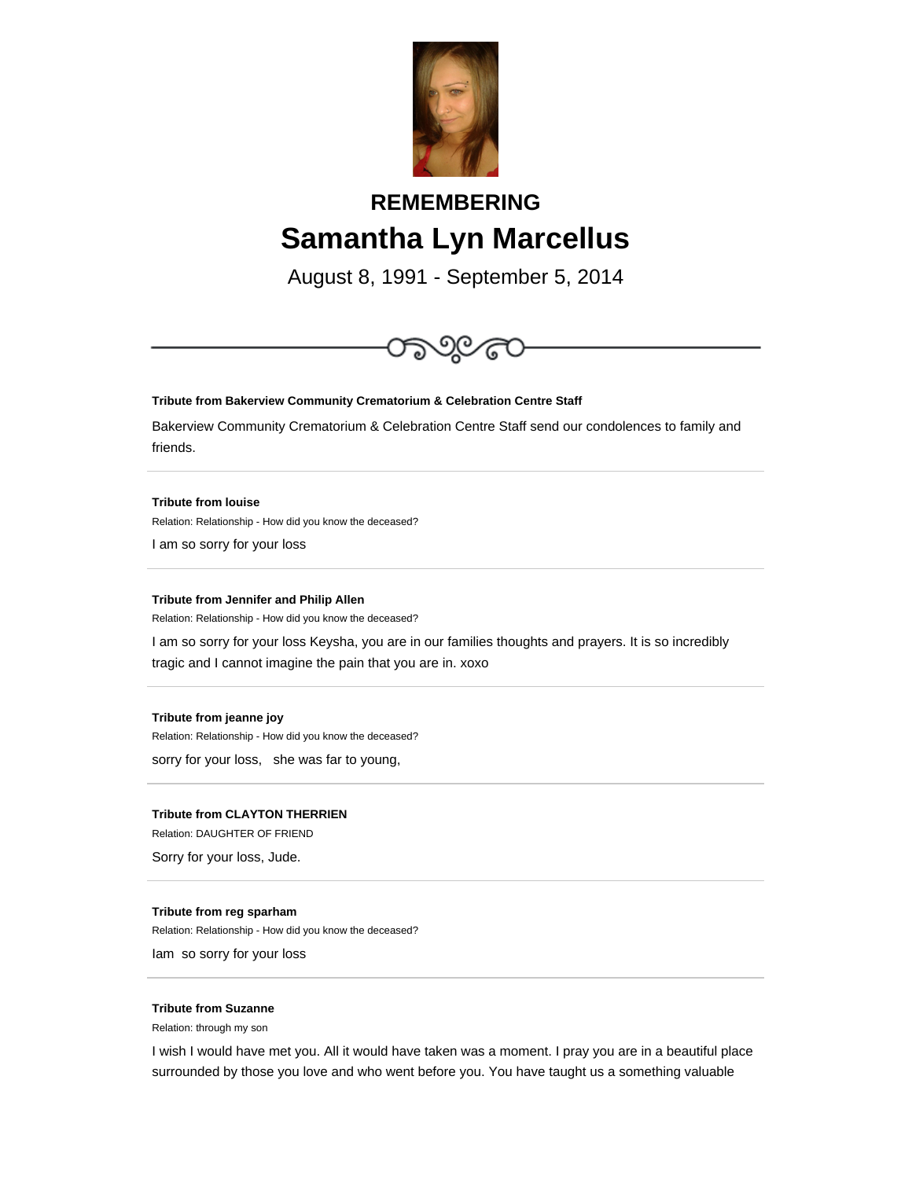# REMEMBERING

# Samantha Lyn Marcellus

August 8, 1991 - September 5, 2014

---

**Tribute from Bakerview Community Crematorium & Celebration Centre Staff**

Bakerview Community Crematorium & Celebration Centre Staff send our condolences to family and friends.

---

**Tribute from louise**

Relation: Relationship - How did you know the deceased?

I am so sorry for your loss

---

**Tribute from Jennifer and Philip Allen**

Relation: Relationship - How did you know the deceased?

I am so sorry for your loss Keysha, you are in our families thoughts and prayers. It is so incredibly tragic and I cannot imagine the pain that you are in. xoxo

---

**Tribute from jeanne joy**

Relation: Relationship - How did you know the deceased?

sorry for your loss, she was far to young,

---

**Tribute from CLAYTON THERRIEN**

Relation: DAUGHTER OF FRIEND

Sorry for your loss, Jude.

---

**Tribute from reg sparham**

Relation: Relationship - How did you know the deceased?

Iam so sorry for your loss

---

**Tribute from Suzanne**

Relation: through my son

I wish I would have met you. All it would have taken was a moment. I pray you are in a beautiful place surrounded by those you love and who went before you. You have taught us a something valuable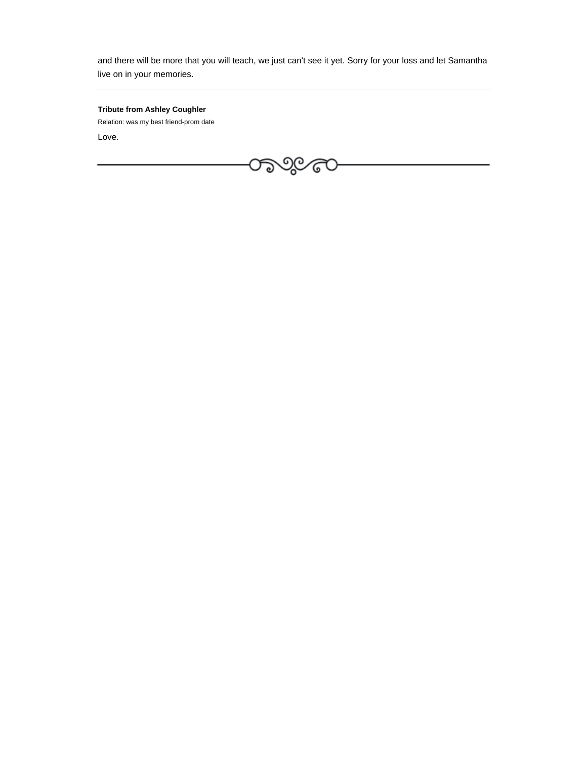and there will be more that you will teach, we just can't see it yet. Sorry for your loss and let Samantha live on in your memories.

---

**Tribute from Ashley Coughler**

Relation: was my best friend-prom date

Love.